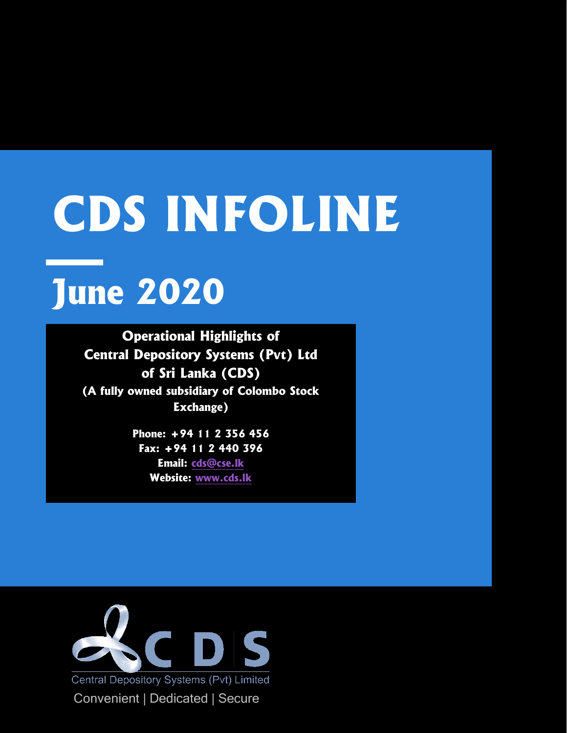# CDS INFOLINE

## June 2020

**Operational Highlights of**
**Central Depository Systems (Pvt) Ltd**
**of Sri Lanka (CDS)**
**(A fully owned subsidiary of Colombo Stock Exchange)**

**Phone: +94 11 2 356 456**
**Fax: +94 11 2 440 396**
**Email: cds@cse.lk**
**Website: www.cds.lk**

CDS

Central Depository Systems (Pvt) Limited

Convenient | Dedicated | Secure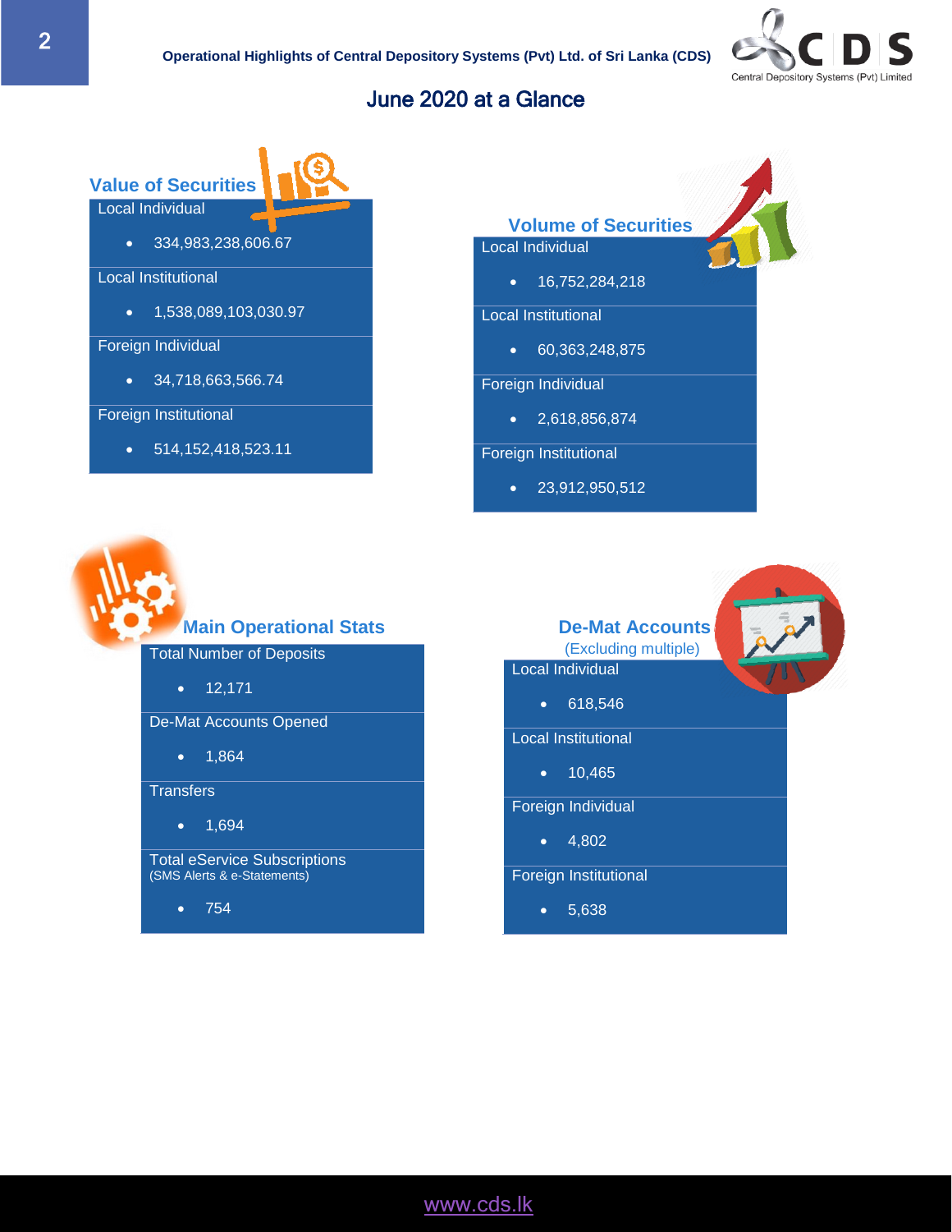# June 2020 at a Glance

## Value of Securities

Local Individual

- 334,983,238,606.67

Local Institutional

- 1,538,089,103,030.97

Foreign Individual

- 34,718,663,566.74

Foreign Institutional

- 514,152,418,523.11

## Volume of Securities

Local Individual

- 16,752,284,218

Local Institutional

- 60,363,248,875

Foreign Individual

- 2,618,856,874

Foreign Institutional

- 23,912,950,512

## Main Operational Stats

Total Number of Deposits

- 12,171

De-Mat Accounts Opened

- 1,864

Transfers

- 1,694

Total eService Subscriptions
(SMS Alerts & e-Statements)

- 754

## De-Mat Accounts

(Excluding multiple)

Local Individual

- 618,546

Local Institutional

- 10,465

Foreign Individual

- 4,802

Foreign Institutional

- 5,638

www.cds.lk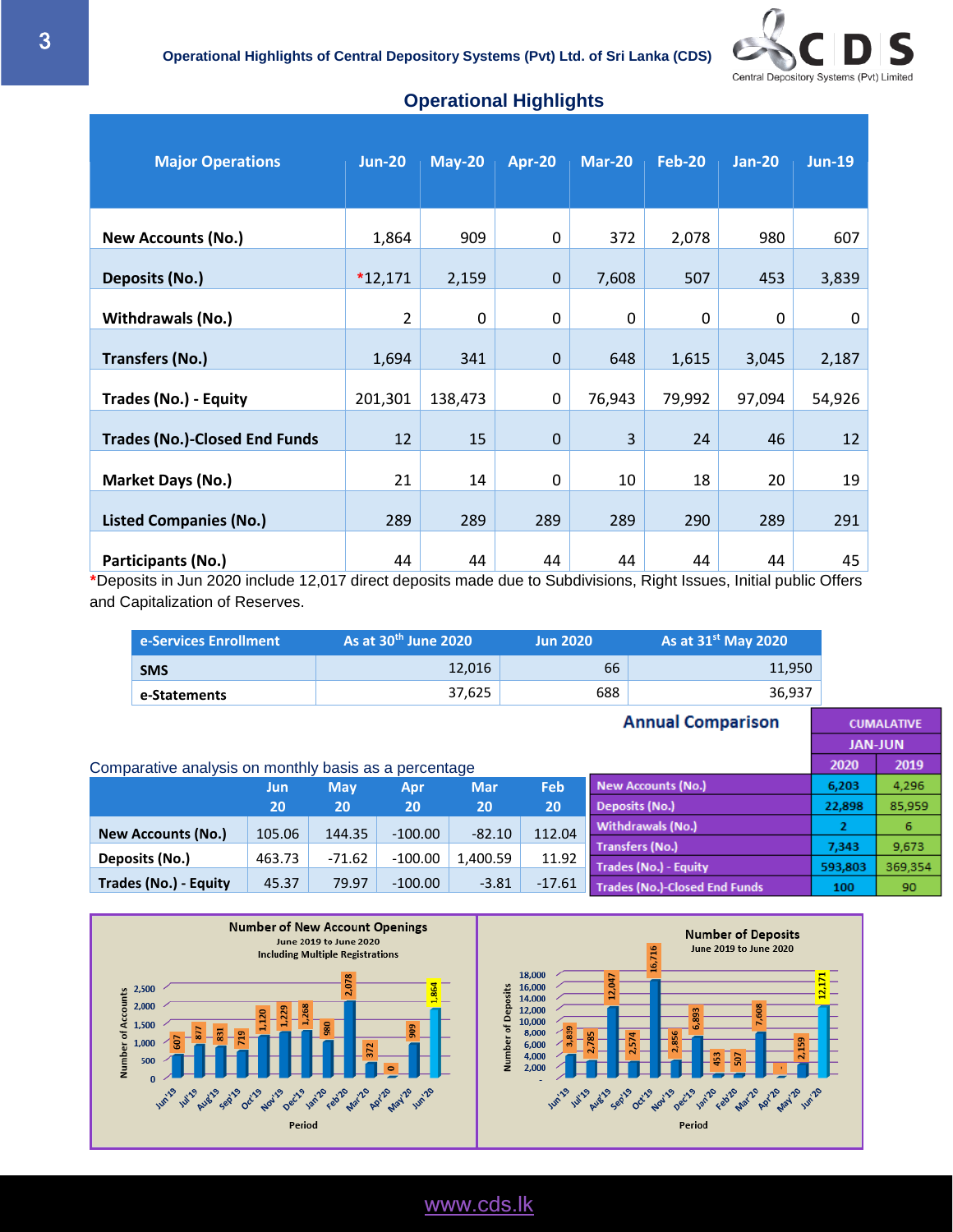## Operational Highlights

| Major Operations | Jun-20 | May-20 | Apr-20 | Mar-20 | Feb-20 | Jan-20 | Jun-19 |
|---|---|---|---|---|---|---|---|
| New Accounts (No.) | 1,864 | 909 | 0 | 372 | 2,078 | 980 | 607 |
| Deposits (No.) | *12,171 | 2,159 | 0 | 7,608 | 507 | 453 | 3,839 |
| Withdrawals (No.) | 2 | 0 | 0 | 0 | 0 | 0 | 0 |
| Transfers (No.) | 1,694 | 341 | 0 | 648 | 1,615 | 3,045 | 2,187 |
| Trades (No.) - Equity | 201,301 | 138,473 | 0 | 76,943 | 79,992 | 97,094 | 54,926 |
| Trades (No.)-Closed End Funds | 12 | 15 | 0 | 3 | 24 | 46 | 12 |
| Market Days (No.) | 21 | 14 | 0 | 10 | 18 | 20 | 19 |
| Listed Companies (No.) | 289 | 289 | 289 | 289 | 290 | 289 | 291 |
| Participants (No.) | 44 | 44 | 44 | 44 | 44 | 44 | 45 |

*Deposits in Jun 2020 include 12,017 direct deposits made due to Subdivisions, Right Issues, Initial public Offers and Capitalization of Reserves.

| e-Services Enrollment | As at 30th June 2020 | Jun 2020 | As at 31st May 2020 |
|---|---|---|---|
| SMS | 12,016 | 66 | 11,950 |
| e-Statements | 37,625 | 688 | 36,937 |

### Annual Comparison

| | CUMALATIVE JAN-JUN 2020 | CUMALATIVE JAN-JUN 2019 |
|---|---|---|
| New Accounts (No.) | 6,203 | 4,296 |
| Deposits (No.) | 22,898 | 85,959 |
| Withdrawals (No.) | 2 | 6 |
| Transfers (No.) | 7,343 | 9,673 |
| Trades (No.) - Equity | 593,803 | 369,354 |
| Trades (No.)-Closed End Funds | 100 | 90 |

Comparative analysis on monthly basis as a percentage

| | Jun 20 | May 20 | Apr 20 | Mar 20 | Feb 20 |
|---|---|---|---|---|---|
| New Accounts (No.) | 105.06 | 144.35 | -100.00 | -82.10 | 112.04 |
| Deposits (No.) | 463.73 | -71.62 | -100.00 | 1,400.59 | 11.92 |
| Trades (No.) - Equity | 45.37 | 79.97 | -100.00 | -3.81 | -17.61 |

**Number of New Account Openings**
June 2019 to June 2020
Including Multiple Registrations

| Period | Number of Accounts |
|---|---|
| Jun'19 | 607 |
| Jul'19 | 877 |
| Aug'19 | 831 |
| Sep'19 | 719 |
| Oct'19 | 1,120 |
| Nov'19 | 1,229 |
| Dec'19 | 1,268 |
| Jan'20 | 980 |
| Feb'20 | 2,078 |
| Mar'20 | 372 |
| Apr'20 | 0 |
| May'20 | 909 |
| Jun'20 | 1,864 |

**Number of Deposits**
June 2019 to June 2020

| Period | Number of Deposits |
|---|---|
| Jun'19 | 3,839 |
| Jul'19 | 2,785 |
| Aug'19 | 12,047 |
| Sep'19 | 2,574 |
| Oct'19 | 16,716 |
| Nov'19 | 2,856 |
| Dec'19 | 6,893 |
| Jan'20 | 453 |
| Feb'20 | 507 |
| Mar'20 | 7,608 |
| Apr'20 | - |
| May'20 | 2,159 |
| Jun'20 | 12,171 |

www.cds.lk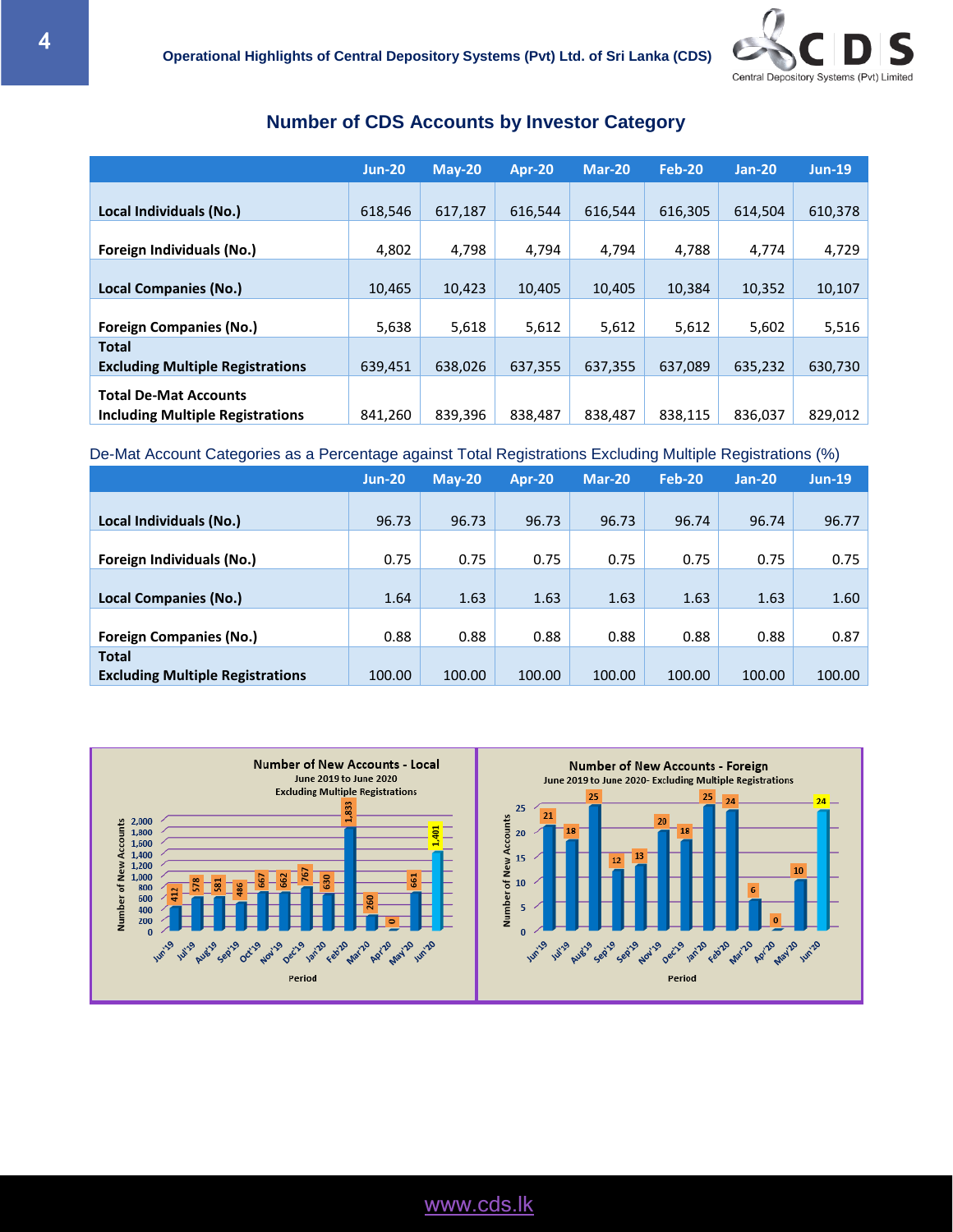## Number of CDS Accounts by Investor Category

| | Jun-20 | May-20 | Apr-20 | Mar-20 | Feb-20 | Jan-20 | Jun-19 |
|---|---|---|---|---|---|---|---|
| **Local Individuals (No.)** | 618,546 | 617,187 | 616,544 | 616,544 | 616,305 | 614,504 | 610,378 |
| **Foreign Individuals (No.)** | 4,802 | 4,798 | 4,794 | 4,794 | 4,788 | 4,774 | 4,729 |
| **Local Companies (No.)** | 10,465 | 10,423 | 10,405 | 10,405 | 10,384 | 10,352 | 10,107 |
| **Foreign Companies (No.)** | 5,638 | 5,618 | 5,612 | 5,612 | 5,612 | 5,602 | 5,516 |
| **Total Excluding Multiple Registrations** | 639,451 | 638,026 | 637,355 | 637,355 | 637,089 | 635,232 | 630,730 |
| **Total De-Mat Accounts Including Multiple Registrations** | 841,260 | 839,396 | 838,487 | 838,487 | 838,115 | 836,037 | 829,012 |

De-Mat Account Categories as a Percentage against Total Registrations Excluding Multiple Registrations (%)

| | Jun-20 | May-20 | Apr-20 | Mar-20 | Feb-20 | Jan-20 | Jun-19 |
|---|---|---|---|---|---|---|---|
| **Local Individuals (No.)** | 96.73 | 96.73 | 96.73 | 96.73 | 96.74 | 96.74 | 96.77 |
| **Foreign Individuals (No.)** | 0.75 | 0.75 | 0.75 | 0.75 | 0.75 | 0.75 | 0.75 |
| **Local Companies (No.)** | 1.64 | 1.63 | 1.63 | 1.63 | 1.63 | 1.63 | 1.60 |
| **Foreign Companies (No.)** | 0.88 | 0.88 | 0.88 | 0.88 | 0.88 | 0.88 | 0.87 |
| **Total Excluding Multiple Registrations** | 100.00 | 100.00 | 100.00 | 100.00 | 100.00 | 100.00 | 100.00 |

**Number of New Accounts - Local**
June 2019 to June 2020
Excluding Multiple Registrations

| Period | Number of New Accounts |
|---|---|
| Jun'19 | 412 |
| Jul'19 | 578 |
| Aug'19 | 581 |
| Sep'19 | 486 |
| Oct'19 | 667 |
| Nov'19 | 662 |
| Dec'19 | 767 |
| Jan'20 | 630 |
| Feb'20 | 1,833 |
| Mar'20 | 260 |
| Apr'20 | 0 |
| May'20 | 661 |
| Jun'20 | 1,401 |

**Number of New Accounts - Foreign**
June 2019 to June 2020- Excluding Multiple Registrations

| Period | Number of New Accounts |
|---|---|
| Jun'19 | 21 |
| Jul'19 | 18 |
| Aug'19 | 25 |
| Sep'19 | 12 |
| Sep'19 | 13 |
| Nov'19 | 20 |
| Oct'19 | 18 |
| Jan'20 | 25 |
| Feb'20 | 24 |
| Mar'20 | 6 |
| Apr'20 | 0 |
| May'20 | 10 |
| Jun'20 | 24 |

www.cds.lk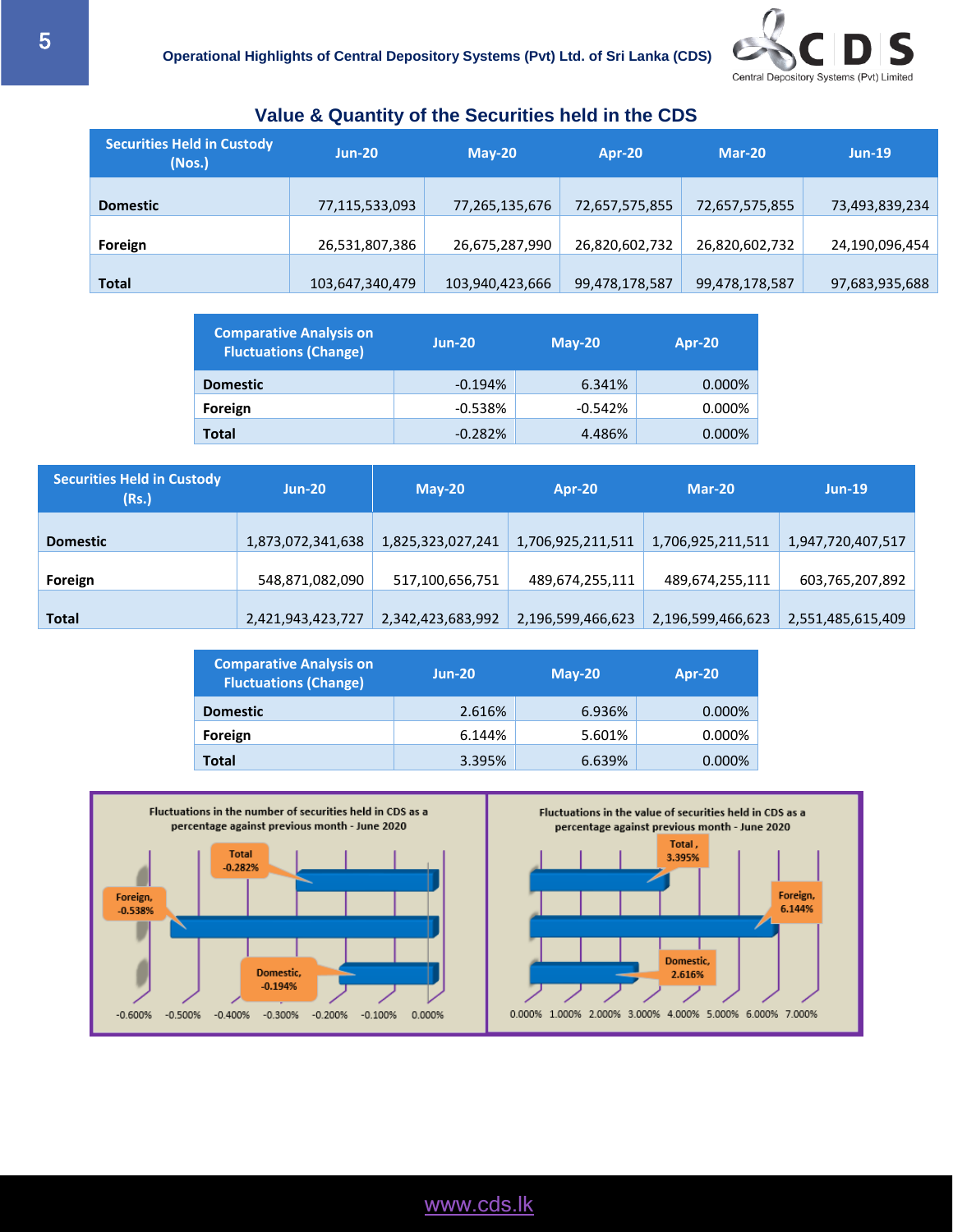## Value & Quantity of the Securities held in the CDS

| Securities Held in Custody (Nos.) | Jun-20 | May-20 | Apr-20 | Mar-20 | Jun-19 |
|---|---|---|---|---|---|
| Domestic | 77,115,533,093 | 77,265,135,676 | 72,657,575,855 | 72,657,575,855 | 73,493,839,234 |
| Foreign | 26,531,807,386 | 26,675,287,990 | 26,820,602,732 | 26,820,602,732 | 24,190,096,454 |
| Total | 103,647,340,479 | 103,940,423,666 | 99,478,178,587 | 99,478,178,587 | 97,683,935,688 |

| Comparative Analysis on Fluctuations (Change) | Jun-20 | May-20 | Apr-20 |
|---|---|---|---|
| Domestic | -0.194% | 6.341% | 0.000% |
| Foreign | -0.538% | -0.542% | 0.000% |
| Total | -0.282% | 4.486% | 0.000% |

| Securities Held in Custody (Rs.) | Jun-20 | May-20 | Apr-20 | Mar-20 | Jun-19 |
|---|---|---|---|---|---|
| Domestic | 1,873,072,341,638 | 1,825,323,027,241 | 1,706,925,211,511 | 1,706,925,211,511 | 1,947,720,407,517 |
| Foreign | 548,871,082,090 | 517,100,656,751 | 489,674,255,111 | 489,674,255,111 | 603,765,207,892 |
| Total | 2,421,943,423,727 | 2,342,423,683,992 | 2,196,599,466,623 | 2,196,599,466,623 | 2,551,485,615,409 |

| Comparative Analysis on Fluctuations (Change) | Jun-20 | May-20 | Apr-20 |
|---|---|---|---|
| Domestic | 2.616% | 6.936% | 0.000% |
| Foreign | 6.144% | 5.601% | 0.000% |
| Total | 3.395% | 6.639% | 0.000% |

**Fluctuations in the number of securities held in CDS as a percentage against previous month - June 2020**

Total -0.282%; Foreign, -0.538%; Domestic, -0.194%

**Fluctuations in the value of securities held in CDS as a percentage against previous month - June 2020**

Total, 3.395%; Foreign, 6.144%; Domestic, 2.616%

www.cds.lk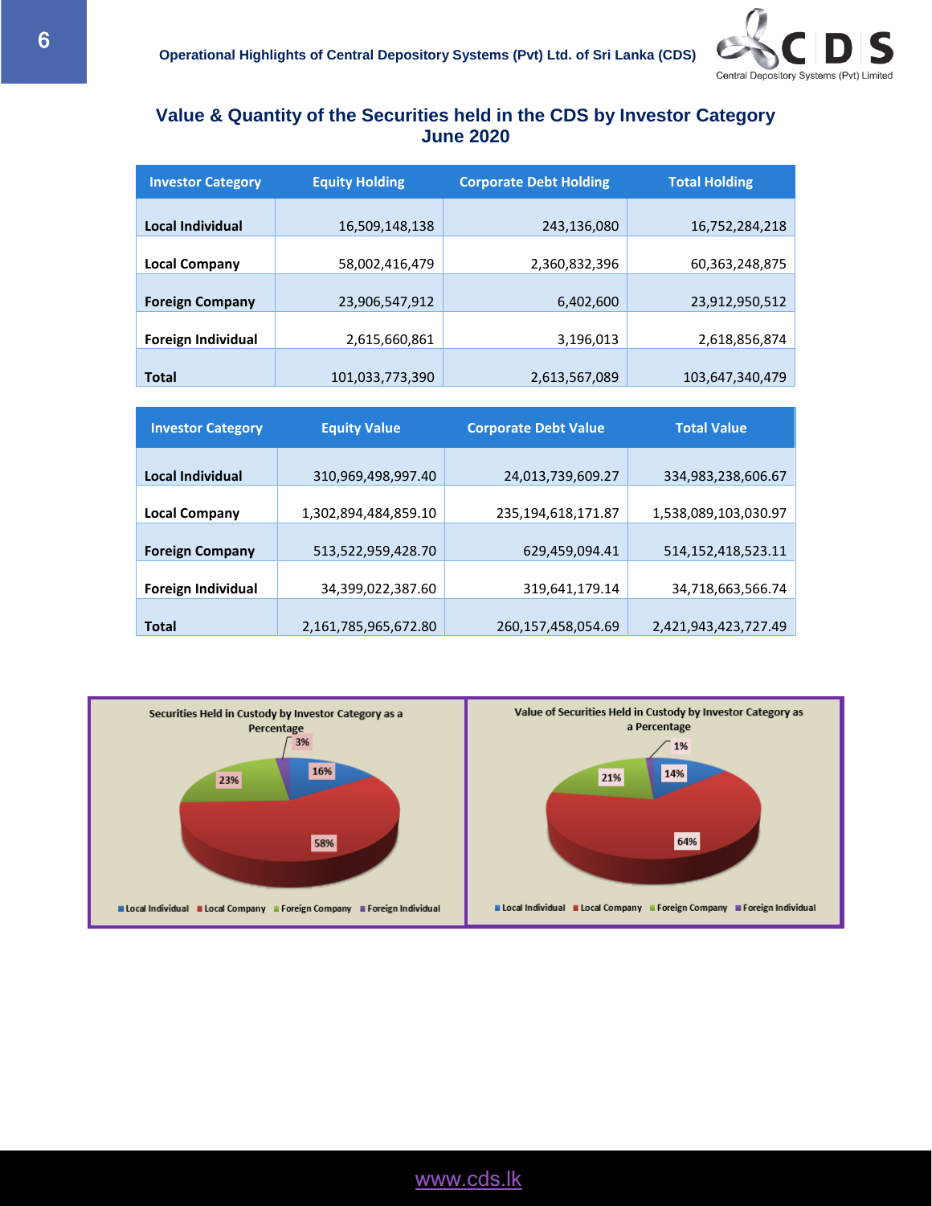## Value & Quantity of the Securities held in the CDS by Investor Category June 2020

| Investor Category | Equity Holding | Corporate Debt Holding | Total Holding |
|---|---|---|---|
| **Local Individual** | 16,509,148,138 | 243,136,080 | 16,752,284,218 |
| **Local Company** | 58,002,416,479 | 2,360,832,396 | 60,363,248,875 |
| **Foreign Company** | 23,906,547,912 | 6,402,600 | 23,912,950,512 |
| **Foreign Individual** | 2,615,660,861 | 3,196,013 | 2,618,856,874 |
| **Total** | 101,033,773,390 | 2,613,567,089 | 103,647,340,479 |

| Investor Category | Equity Value | Corporate Debt Value | Total Value |
|---|---|---|---|
| **Local Individual** | 310,969,498,997.40 | 24,013,739,609.27 | 334,983,238,606.67 |
| **Local Company** | 1,302,894,484,859.10 | 235,194,618,171.87 | 1,538,089,103,030.97 |
| **Foreign Company** | 513,522,959,428.70 | 629,459,094.41 | 514,152,418,523.11 |
| **Foreign Individual** | 34,399,022,387.60 | 319,641,179.14 | 34,718,663,566.74 |
| **Total** | 2,161,785,965,672.80 | 260,157,458,054.69 | 2,421,943,423,727.49 |

**Securities Held in Custody by Investor Category as a Percentage**

| Investor Category | Percentage |
|---|---|
| Local Individual | 16% |
| Local Company | 58% |
| Foreign Company | 23% |
| Foreign Individual | 3% |

**Value of Securities Held in Custody by Investor Category as a Percentage**

| Investor Category | Percentage |
|---|---|
| Local Individual | 14% |
| Local Company | 64% |
| Foreign Company | 21% |
| Foreign Individual | 1% |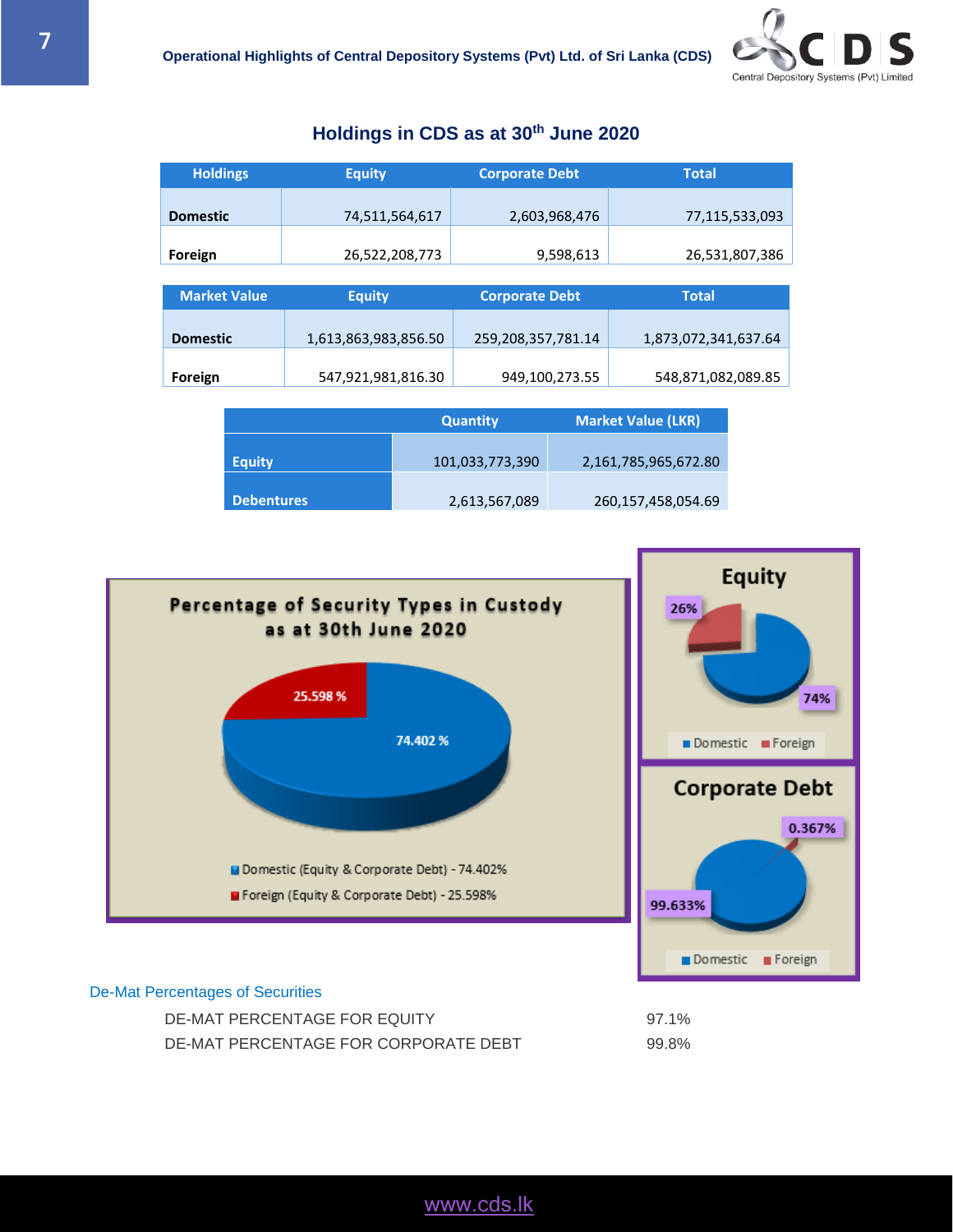## Holdings in CDS as at 30th June 2020

| Holdings | Equity | Corporate Debt | Total |
|---|---|---|---|
| Domestic | 74,511,564,617 | 2,603,968,476 | 77,115,533,093 |
| Foreign | 26,522,208,773 | 9,598,613 | 26,531,807,386 |

| Market Value | Equity | Corporate Debt | Total |
|---|---|---|---|
| Domestic | 1,613,863,983,856.50 | 259,208,357,781.14 | 1,873,072,341,637.64 |
| Foreign | 547,921,981,816.30 | 949,100,273.55 | 548,871,082,089.85 |

| | Quantity | Market Value (LKR) |
|---|---|---|
| Equity | 101,033,773,390 | 2,161,785,965,672.80 |
| Debentures | 2,613,567,089 | 260,157,458,054.69 |

**Percentage of Security Types in Custody as at 30th June 2020**

- Domestic (Equity & Corporate Debt) - 74.402%
- Foreign (Equity & Corporate Debt) - 25.598%

**Equity**

- Domestic: 74%
- Foreign: 26%

**Corporate Debt**

- Domestic: 99.633%
- Foreign: 0.367%

### De-Mat Percentages of Securities

| | |
|---|---|
| DE-MAT PERCENTAGE FOR EQUITY | 97.1% |
| DE-MAT PERCENTAGE FOR CORPORATE DEBT | 99.8% |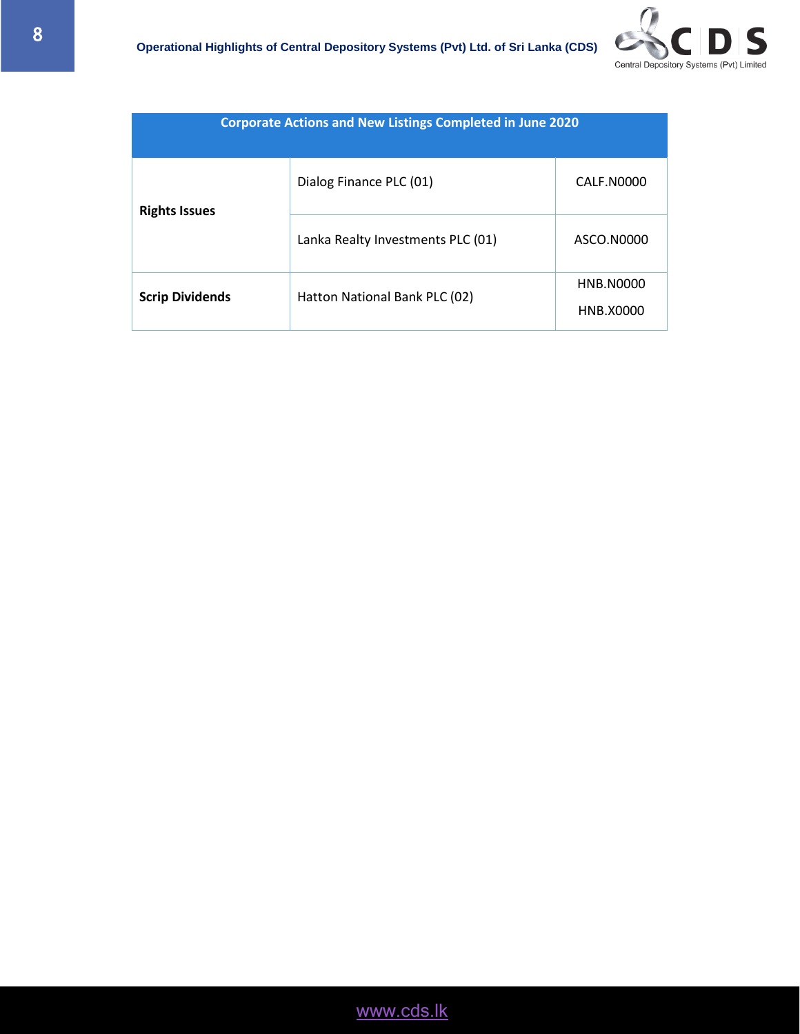| Corporate Actions and New Listings Completed in June 2020 | | |
|---|---|---|
| **Rights Issues** | Dialog Finance PLC (01) | CALF.N0000 |
| | Lanka Realty Investments PLC (01) | ASCO.N0000 |
| **Scrip Dividends** | Hatton National Bank PLC (02) | HNB.N0000<br>HNB.X0000 |